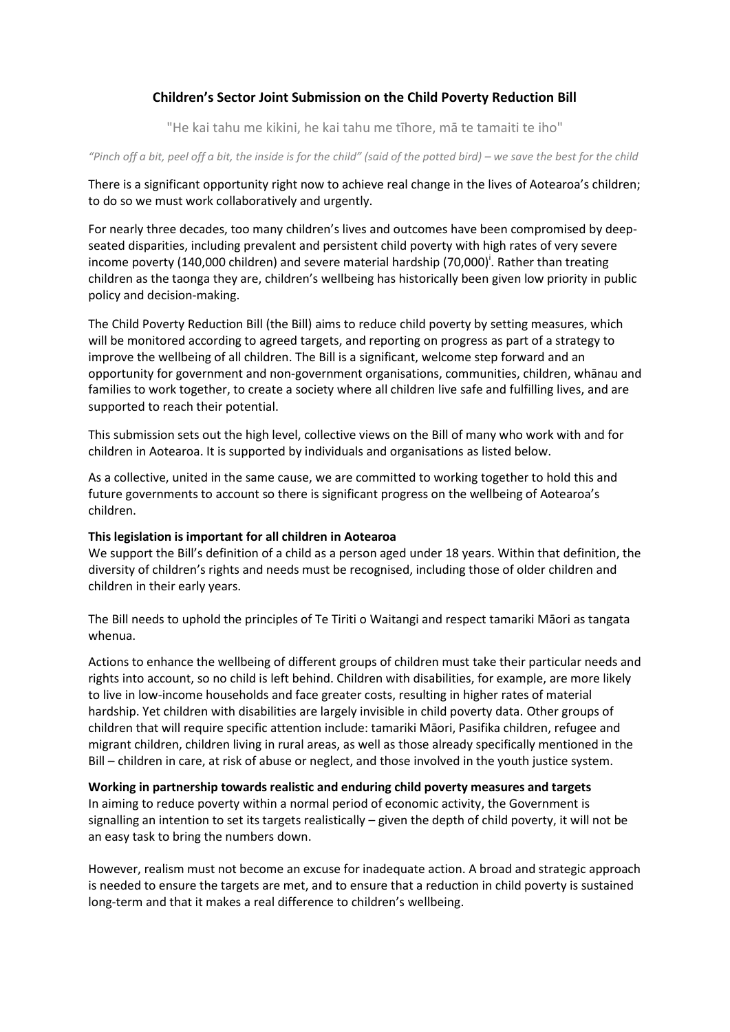# Children's Sector Joint Submission on the Child Poverty Reduction Bill

"He kai tahu me kikini, he kai tahu me tīhore, mā te tamaiti te iho"

*"Pinch off a bit, peel off a bit, the inside is for the child" (said of the potted bird) – we save the best for the child*

There is a significant opportunity right now to achieve real change in the lives of Aotearoa's children; to do so we must work collaboratively and urgently.

For nearly three decades, too many children's lives and outcomes have been compromised by deep-seated disparities, including prevalent and persistent child poverty with high rates of very severe income poverty (140,000 children) and severe material hardship (70,000)[i]. Rather than treating children as the taonga they are, children's wellbeing has historically been given low priority in public policy and decision-making.

The Child Poverty Reduction Bill (the Bill) aims to reduce child poverty by setting measures, which will be monitored according to agreed targets, and reporting on progress as part of a strategy to improve the wellbeing of all children. The Bill is a significant, welcome step forward and an opportunity for government and non-government organisations, communities, children, whānau and families to work together, to create a society where all children live safe and fulfilling lives, and are supported to reach their potential.

This submission sets out the high level, collective views on the Bill of many who work with and for children in Aotearoa. It is supported by individuals and organisations as listed below.

As a collective, united in the same cause, we are committed to working together to hold this and future governments to account so there is significant progress on the wellbeing of Aotearoa's children.

**This legislation is important for all children in Aotearoa**

We support the Bill's definition of a child as a person aged under 18 years. Within that definition, the diversity of children's rights and needs must be recognised, including those of older children and children in their early years.

The Bill needs to uphold the principles of Te Tiriti o Waitangi and respect tamariki Māori as tangata whenua.

Actions to enhance the wellbeing of different groups of children must take their particular needs and rights into account, so no child is left behind. Children with disabilities, for example, are more likely to live in low-income households and face greater costs, resulting in higher rates of material hardship. Yet children with disabilities are largely invisible in child poverty data. Other groups of children that will require specific attention include: tamariki Māori, Pasifika children, refugee and migrant children, children living in rural areas, as well as those already specifically mentioned in the Bill – children in care, at risk of abuse or neglect, and those involved in the youth justice system.

**Working in partnership towards realistic and enduring child poverty measures and targets**

In aiming to reduce poverty within a normal period of economic activity, the Government is signalling an intention to set its targets realistically – given the depth of child poverty, it will not be an easy task to bring the numbers down.

However, realism must not become an excuse for inadequate action. A broad and strategic approach is needed to ensure the targets are met, and to ensure that a reduction in child poverty is sustained long-term and that it makes a real difference to children's wellbeing.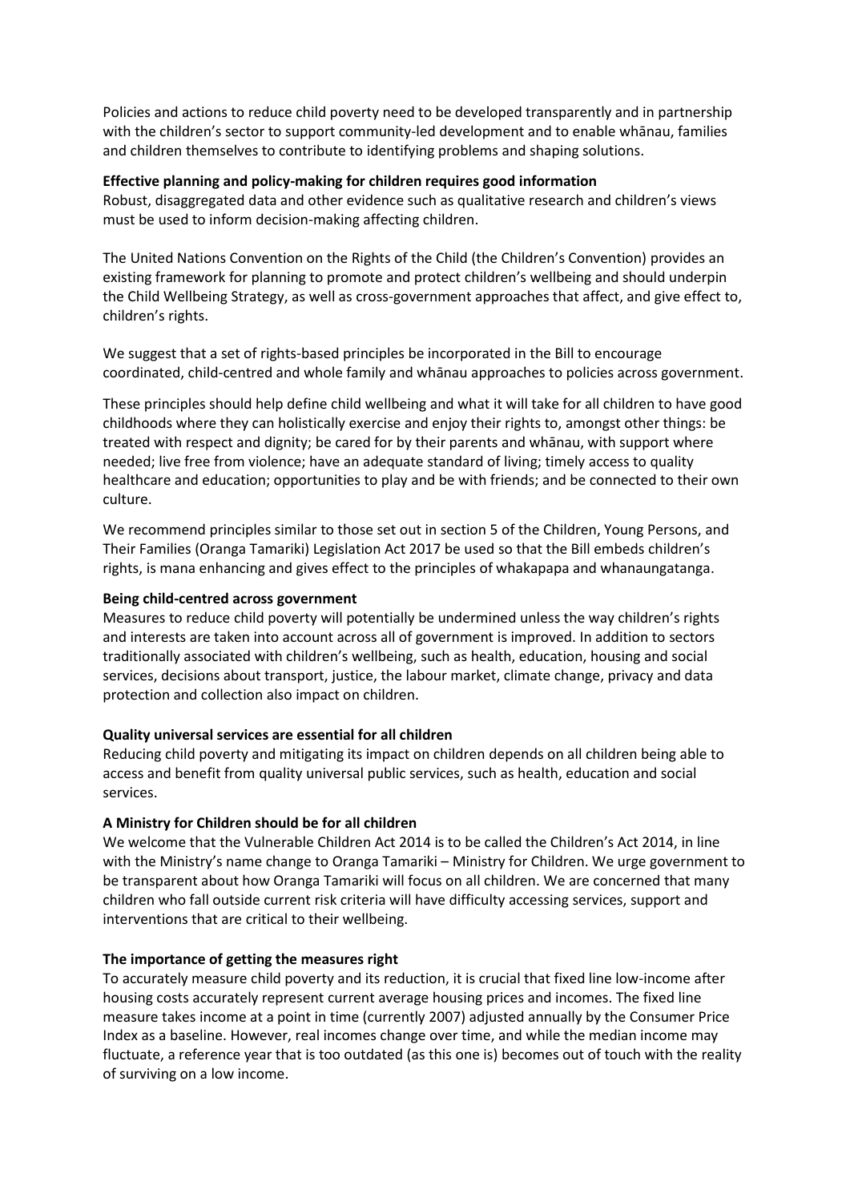Policies and actions to reduce child poverty need to be developed transparently and in partnership with the children's sector to support community-led development and to enable whānau, families and children themselves to contribute to identifying problems and shaping solutions.

**Effective planning and policy-making for children requires good information**

Robust, disaggregated data and other evidence such as qualitative research and children's views must be used to inform decision-making affecting children.

The United Nations Convention on the Rights of the Child (the Children's Convention) provides an existing framework for planning to promote and protect children's wellbeing and should underpin the Child Wellbeing Strategy, as well as cross-government approaches that affect, and give effect to, children's rights.

We suggest that a set of rights-based principles be incorporated in the Bill to encourage coordinated, child-centred and whole family and whānau approaches to policies across government.

These principles should help define child wellbeing and what it will take for all children to have good childhoods where they can holistically exercise and enjoy their rights to, amongst other things: be treated with respect and dignity; be cared for by their parents and whānau, with support where needed; live free from violence; have an adequate standard of living; timely access to quality healthcare and education; opportunities to play and be with friends; and be connected to their own culture.

We recommend principles similar to those set out in section 5 of the Children, Young Persons, and Their Families (Oranga Tamariki) Legislation Act 2017 be used so that the Bill embeds children's rights, is mana enhancing and gives effect to the principles of whakapapa and whanaungatanga.

**Being child-centred across government**

Measures to reduce child poverty will potentially be undermined unless the way children's rights and interests are taken into account across all of government is improved. In addition to sectors traditionally associated with children's wellbeing, such as health, education, housing and social services, decisions about transport, justice, the labour market, climate change, privacy and data protection and collection also impact on children.

**Quality universal services are essential for all children**

Reducing child poverty and mitigating its impact on children depends on all children being able to access and benefit from quality universal public services, such as health, education and social services.

**A Ministry for Children should be for all children**

We welcome that the Vulnerable Children Act 2014 is to be called the Children's Act 2014, in line with the Ministry's name change to Oranga Tamariki – Ministry for Children. We urge government to be transparent about how Oranga Tamariki will focus on all children. We are concerned that many children who fall outside current risk criteria will have difficulty accessing services, support and interventions that are critical to their wellbeing.

**The importance of getting the measures right**

To accurately measure child poverty and its reduction, it is crucial that fixed line low-income after housing costs accurately represent current average housing prices and incomes. The fixed line measure takes income at a point in time (currently 2007) adjusted annually by the Consumer Price Index as a baseline. However, real incomes change over time, and while the median income may fluctuate, a reference year that is too outdated (as this one is) becomes out of touch with the reality of surviving on a low income.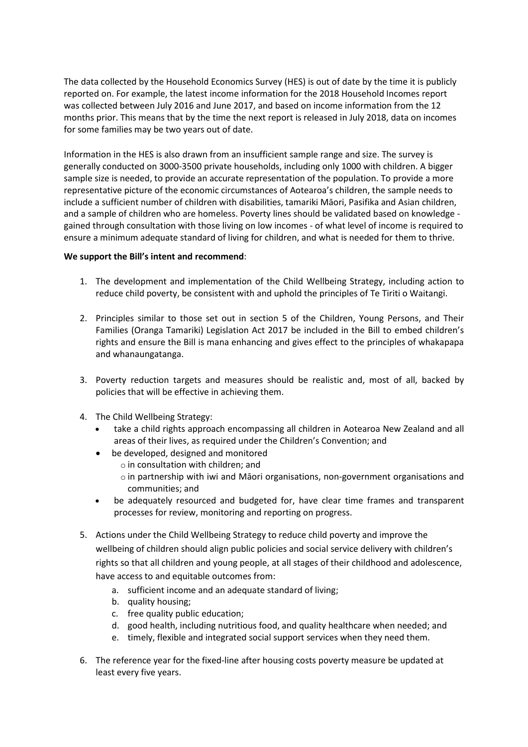The data collected by the Household Economics Survey (HES) is out of date by the time it is publicly reported on. For example, the latest income information for the 2018 Household Incomes report was collected between July 2016 and June 2017, and based on income information from the 12 months prior. This means that by the time the next report is released in July 2018, data on incomes for some families may be two years out of date.

Information in the HES is also drawn from an insufficient sample range and size. The survey is generally conducted on 3000-3500 private households, including only 1000 with children. A bigger sample size is needed, to provide an accurate representation of the population. To provide a more representative picture of the economic circumstances of Aotearoa's children, the sample needs to include a sufficient number of children with disabilities, tamariki Māori, Pasifika and Asian children, and a sample of children who are homeless. Poverty lines should be validated based on knowledge - gained through consultation with those living on low incomes - of what level of income is required to ensure a minimum adequate standard of living for children, and what is needed for them to thrive.

**We support the Bill's intent and recommend**:

1. The development and implementation of the Child Wellbeing Strategy, including action to reduce child poverty, be consistent with and uphold the principles of Te Tiriti o Waitangi.

2. Principles similar to those set out in section 5 of the Children, Young Persons, and Their Families (Oranga Tamariki) Legislation Act 2017 be included in the Bill to embed children's rights and ensure the Bill is mana enhancing and gives effect to the principles of whakapapa and whanaungatanga.

3. Poverty reduction targets and measures should be realistic and, most of all, backed by policies that will be effective in achieving them.

4. The Child Wellbeing Strategy:
   - take a child rights approach encompassing all children in Aotearoa New Zealand and all areas of their lives, as required under the Children's Convention; and
   - be developed, designed and monitored
     - in consultation with children; and
     - in partnership with iwi and Māori organisations, non-government organisations and communities; and
   - be adequately resourced and budgeted for, have clear time frames and transparent processes for review, monitoring and reporting on progress.

5. Actions under the Child Wellbeing Strategy to reduce child poverty and improve the wellbeing of children should align public policies and social service delivery with children's rights so that all children and young people, at all stages of their childhood and adolescence, have access to and equitable outcomes from:
   a. sufficient income and an adequate standard of living;
   b. quality housing;
   c. free quality public education;
   d. good health, including nutritious food, and quality healthcare when needed; and
   e. timely, flexible and integrated social support services when they need them.

6. The reference year for the fixed-line after housing costs poverty measure be updated at least every five years.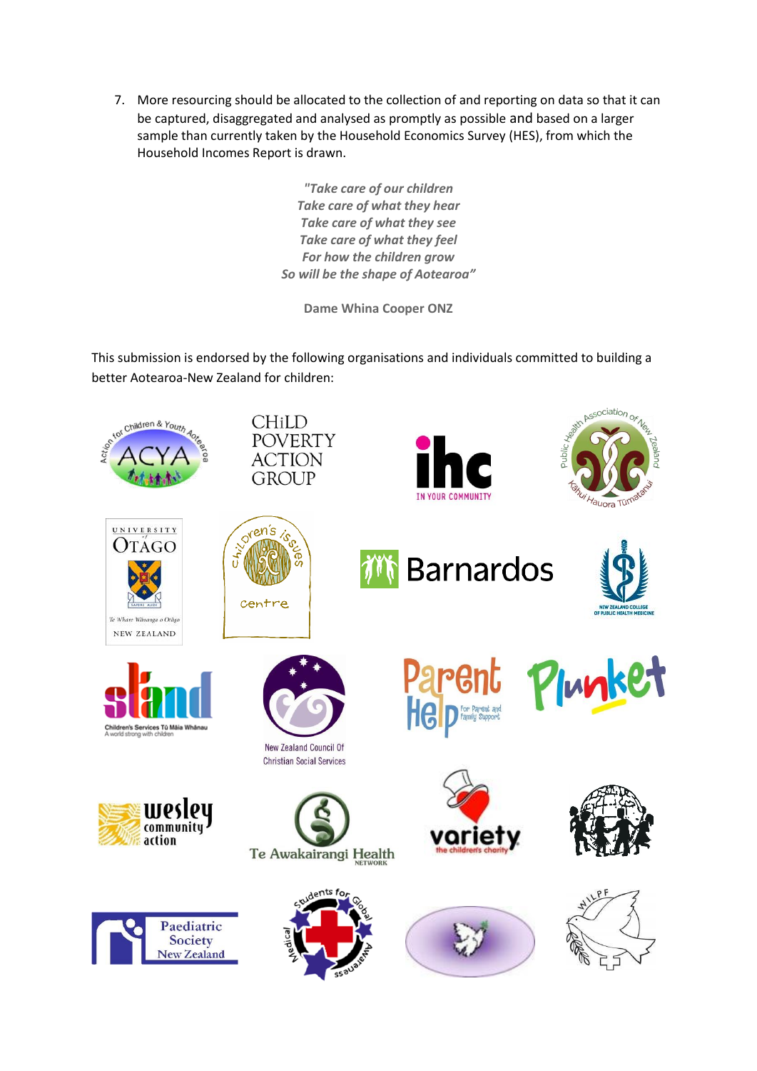7. More resourcing should be allocated to the collection of and reporting on data so that it can be captured, disaggregated and analysed as promptly as possible and based on a larger sample than currently taken by the Household Economics Survey (HES), from which the Household Incomes Report is drawn.

*"Take care of our children*
*Take care of what they hear*
*Take care of what they see*
*Take care of what they feel*
*For how the children grow*
*So will be the shape of Aotearoa"*

**Dame Whina Cooper ONZ**

This submission is endorsed by the following organisations and individuals committed to building a better Aotearoa-New Zealand for children: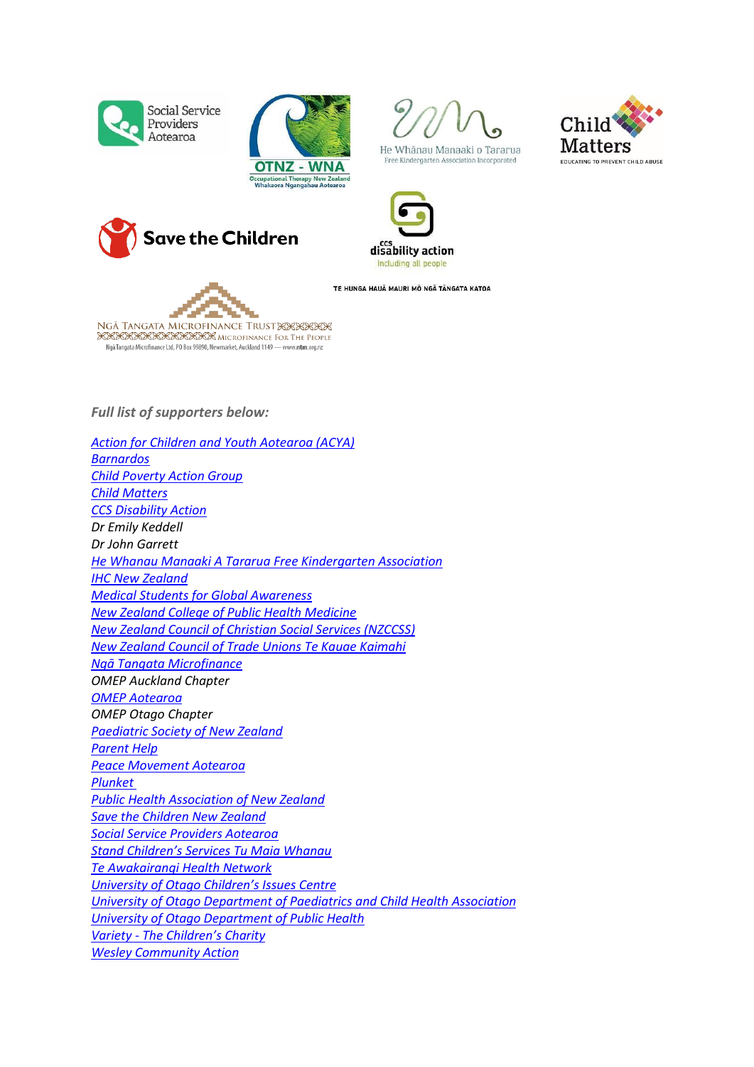*Full list of supporters below:*

*Action for Children and Youth Aotearoa (ACYA)*
*Barnardos*
*Child Poverty Action Group*
*Child Matters*
*CCS Disability Action*
*Dr Emily Keddell*
*Dr John Garrett*
*He Whanau Manaaki A Tararua Free Kindergarten Association*
*IHC New Zealand*
*Medical Students for Global Awareness*
*New Zealand College of Public Health Medicine*
*New Zealand Council of Christian Social Services (NZCCSS)*
*New Zealand Council of Trade Unions Te Kauae Kaimahi*
*Ngā Tangata Microfinance*
*OMEP Auckland Chapter*
*OMEP Aotearoa*
*OMEP Otago Chapter*
*Paediatric Society of New Zealand*
*Parent Help*
*Peace Movement Aotearoa*
*Plunket*
*Public Health Association of New Zealand*
*Save the Children New Zealand*
*Social Service Providers Aotearoa*
*Stand Children's Services Tu Maia Whanau*
*Te Awakairangi Health Network*
*University of Otago Children's Issues Centre*
*University of Otago Department of Paediatrics and Child Health Association*
*University of Otago Department of Public Health*
*Variety - The Children's Charity*
*Wesley Community Action*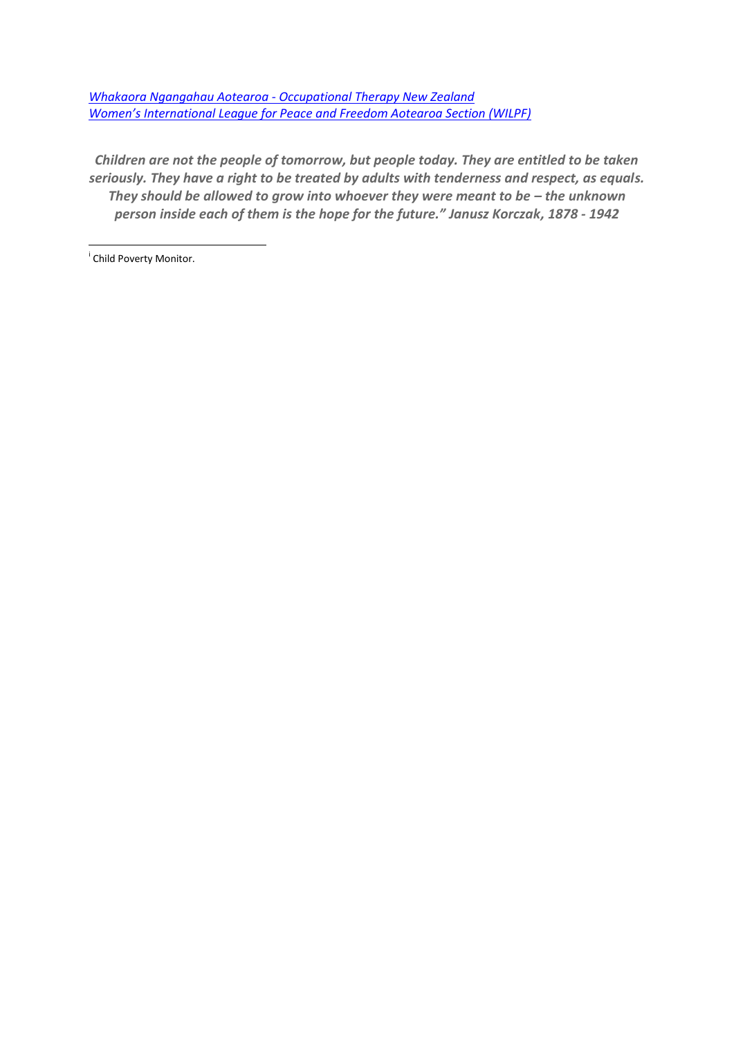[Whakaora Ngangahau Aotearoa - Occupational Therapy New Zealand]
[Women's International League for Peace and Freedom Aotearoa Section (WILPF)]

***Children are not the people of tomorrow, but people today. They are entitled to be taken seriously. They have a right to be treated by adults with tenderness and respect, as equals. They should be allowed to grow into whoever they were meant to be – the unknown person inside each of them is the hope for the future." Janusz Korczak, 1878 - 1942***

---

[i] Child Poverty Monitor.